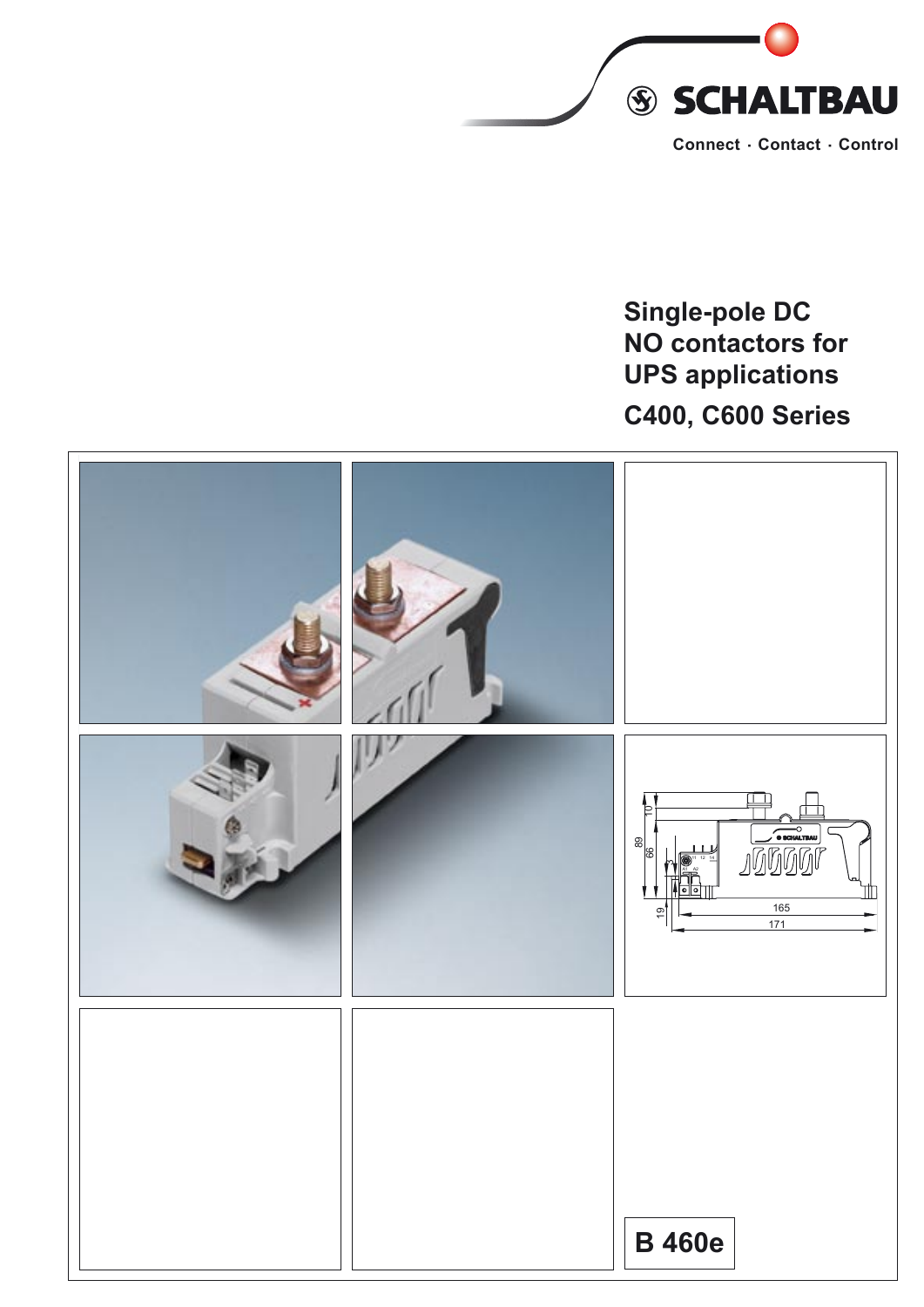SCHALTBAU

Connect · Contact · Control

# Single-pole DC NO contactors for UPS applications

## C400, C600 Series

B 460e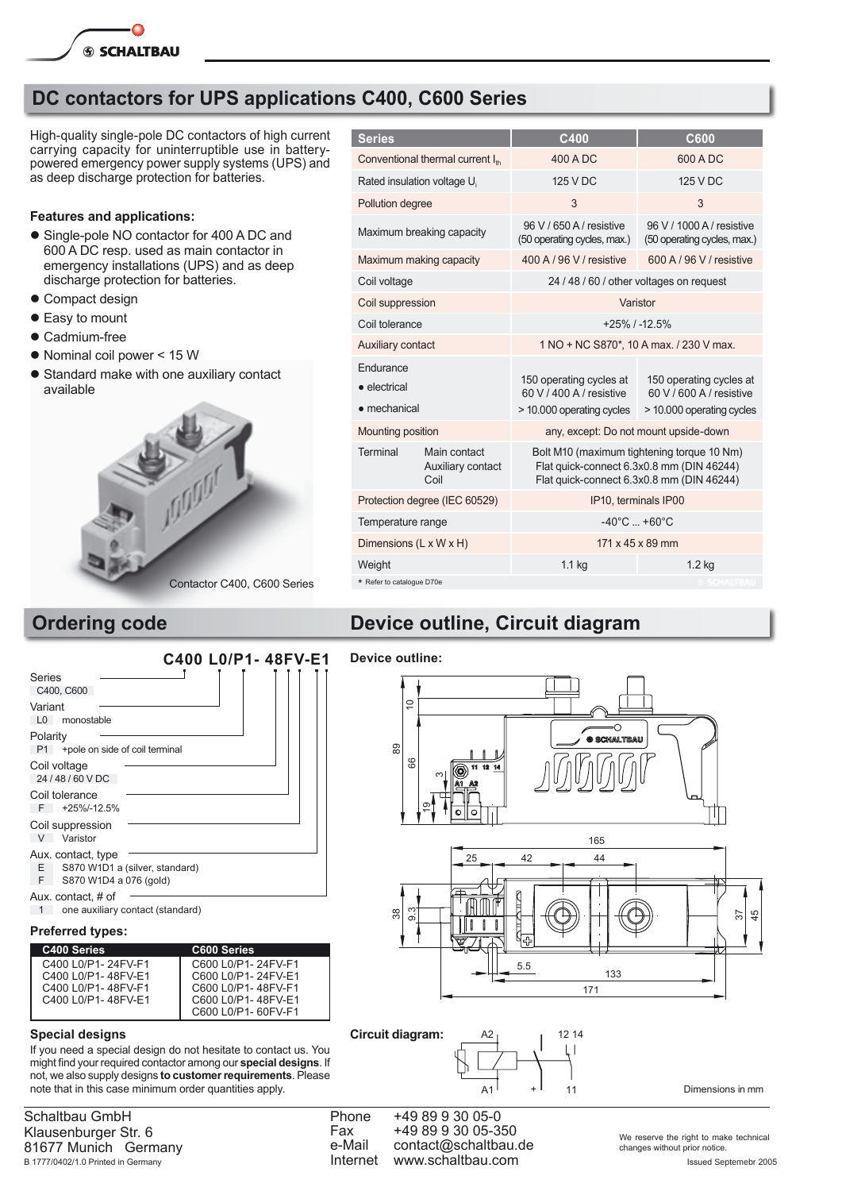# DC contactors for UPS applications C400, C600 Series

High-quality single-pole DC contactors of high current carrying capacity for uninterruptible use in battery-powered emergency power supply systems (UPS) and as deep discharge protection for batteries.

### Features and applications:

- Single-pole NO contactor for 400 A DC and 600 A DC resp. used as main contactor in emergency installations (UPS) and as deep discharge protection for batteries.
- Compact design
- Easy to mount
- Cadmium-free
- Nominal coil power < 15 W
- Standard make with one auxiliary contact available

Contactor C400, C600 Series

| Series | | C400 | C600 |
|---|---|---|---|
| Conventional thermal current $I_{th}$ | | 400 A DC | 600 A DC |
| Rated insulation voltage $U_i$ | | 125 V DC | 125 V DC |
| Pollution degree | | 3 | 3 |
| Maximum breaking capacity | | 96 V / 650 A / resistive (50 operating cycles, max.) | 96 V / 1000 A / resistive (50 operating cycles, max.) |
| Maximum making capacity | | 400 A / 96 V / resistive | 600 A / 96 V / resistive |
| Coil voltage | | 24 / 48 / 60 / other voltages on request | |
| Coil suppression | | Varistor | |
| Coil tolerance | | +25% / -12.5% | |
| Auxiliary contact | | 1 NO + NC S870*, 10 A max. / 230 V max. | |
| Endurance • electrical | | 150 operating cycles at 60 V / 400 A / resistive | 150 operating cycles at 60 V / 600 A / resistive |
| Endurance • mechanical | | > 10.000 operating cycles | > 10.000 operating cycles |
| Mounting position | | any, except: Do not mount upside-down | |
| Terminal | Main contact | Bolt M10 (maximum tightening torque 10 Nm) | |
| | Auxiliary contact | Flat quick-connect 6.3x0.8 mm (DIN 46244) | |
| | Coil | Flat quick-connect 6.3x0.8 mm (DIN 46244) | |
| Protection degree (IEC 60529) | | IP10, terminals IP00 | |
| Temperature range | | -40°C ... +60°C | |
| Dimensions (L x W x H) | | 171 x 45 x 89 mm | |
| Weight | | 1.1 kg | 1.2 kg |

\* Refer to catalogue D70e

## Ordering code

**C400 L0/P1- 48FV-E1**

- Series: C400, C600
- Variant: L0 monostable
- Polarity: P1 +pole on side of coil terminal
- Coil voltage: 24 / 48 / 60 V DC
- Coil tolerance: F +25%/-12.5%
- Coil suppression: V Varistor
- Aux. contact, type: E S870 W1D1 a (silver, standard); F S870 W1D4 a 076 (gold)
- Aux. contact, # of: 1 one auxiliary contact (standard)

### Preferred types:

| C400 Series | C600 Series |
|---|---|
| C400 L0/P1- 24FV-F1 | C600 L0/P1- 24FV-F1 |
| C400 L0/P1- 48FV-E1 | C600 L0/P1- 24FV-E1 |
| C400 L0/P1- 48FV-F1 | C600 L0/P1- 48FV-F1 |
| C400 L0/P1- 48FV-E1 | C600 L0/P1- 48FV-E1 |
| | C600 L0/P1- 60FV-F1 |

### Special designs

If you need a special design do not hesitate to contact us. You might find your required contactor among our **special designs**. If not, we also supply designs **to customer requirements**. Please note that in this case minimum order quantities apply.

## Device outline, Circuit diagram

**Device outline:**

10
89
66
3
19
11 12 14
A1 A2
165
25
42
44
38
9.3
37
45
5.5
133
171

**Circuit diagram:**

A2
A1
12 14
+
11

Dimensions in mm

Schaltbau GmbH
Klausenburger Str. 6
81677 Munich Germany
B 1777/0402/1.0 Printed in Germany

Phone +49 89 9 30 05-0
Fax +49 89 9 30 05-350
e-Mail contact@schaltbau.de
Internet www.schaltbau.com

We reserve the right to make technical changes without prior notice.

Issued Septemebr 2005